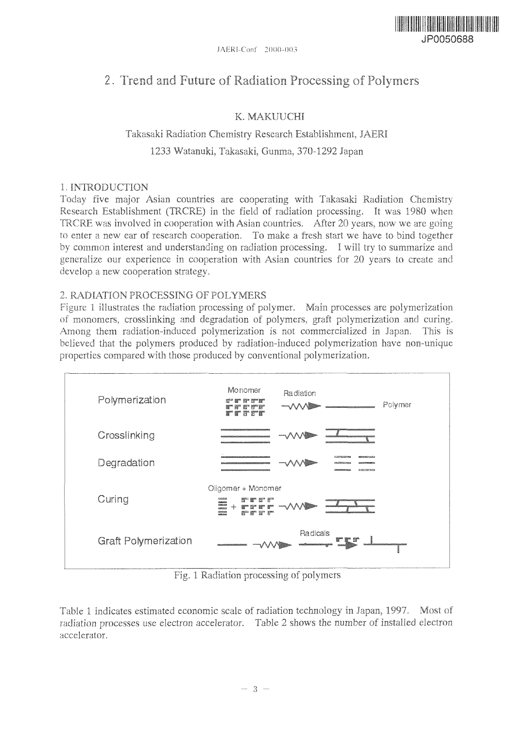# 2. Trend and Future of Radiation Processing of Polymers

K. MAKUUCHI

Takasaki Radiation Chemistry Research Establishment, JAERI

1233 Watanuki, Takasaki, Gunma, 370-1292 Japan

## 1. INTRODUCTION

Today five major Asian countries are cooperating with Takasaki Radiation Chemistry Research Establishment (TRCRE) in the field of radiation processing. It was 1980 when TRCRE was involved in cooperation with Asian countries. After 20 years, now we are going to enter a new ear of research cooperation. To make a fresh start we have to bind together by common interest and understanding on radiation processing. I will try to summarize and generalize our experience in cooperation with Asian countries for 20 years to create and develop a new cooperation strategy.

## 2. RADIATION PROCESSING OF POLYMERS

Figure 1 illustrates the radiation processing of polymer. Main processes are polymerization of monomers, crosslinking and degradation of polymers, graft polymerization and curing. Among them radiation-induced polymerization is not commercialized in Japan. This is believed that the polymers produced by radiation-induced polymerization have non-unique properties compared with those produced by conventional polymerization.

Polymerization — Monomer — Radiation — Polymer

Crosslinking

Degradation

Curing — Oligomer + Monomer

Graft Polymerization — Radicals

Fig. 1 Radiation processing of polymers

Table 1 indicates estimated economic scale of radiation technology in Japan, 1997. Most of radiation processes use electron accelerator. Table 2 shows the number of installed electron accelerator.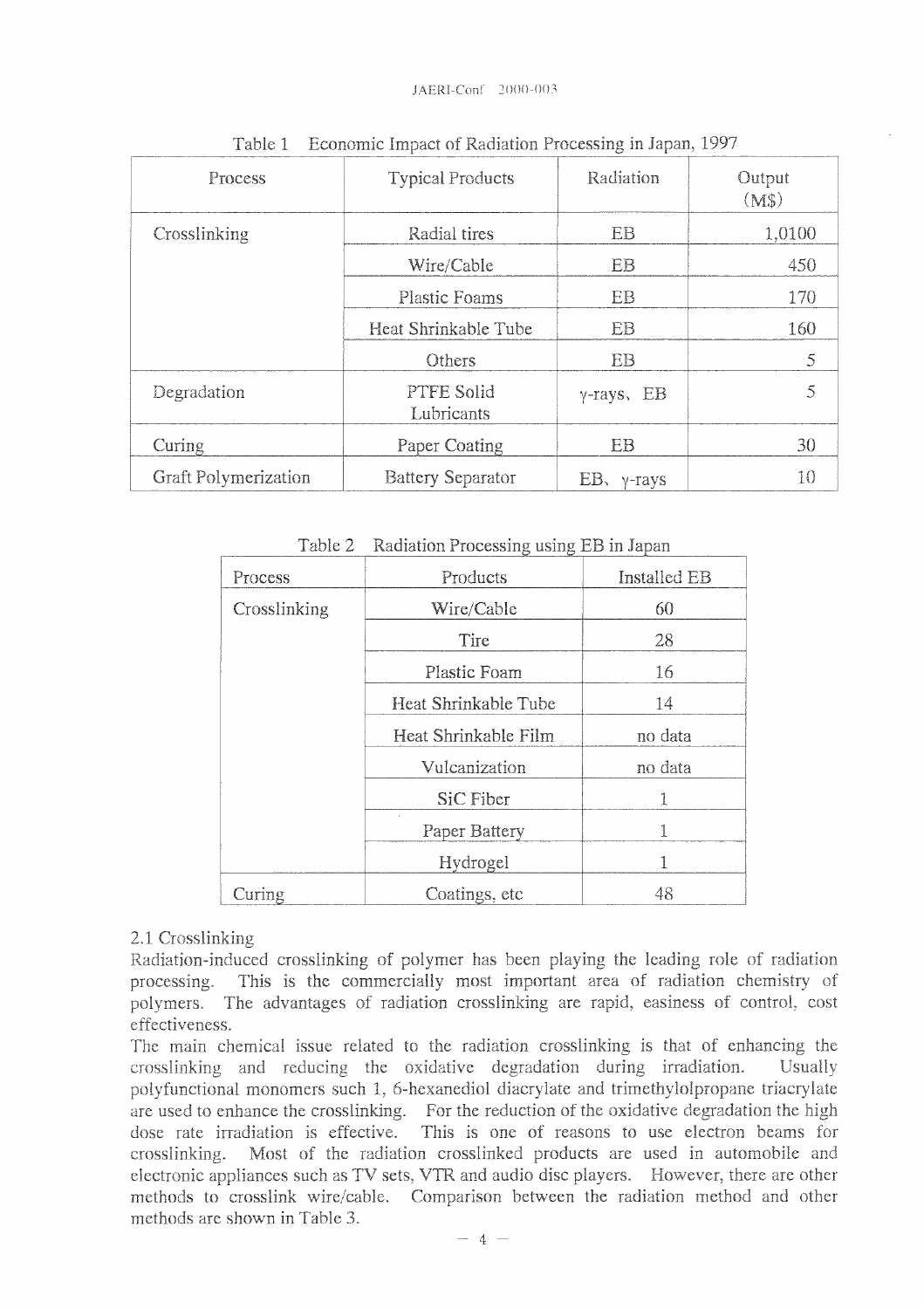Table 1 Economic Impact of Radiation Processing in Japan, 1997

| Process | Typical Products | Radiation | Output (M$) |
|---|---|---|---|
| Crosslinking | Radial tires | EB | 1,0100 |
| | Wire/Cable | EB | 450 |
| | Plastic Foams | EB | 170 |
| | Heat Shrinkable Tube | EB | 160 |
| | Others | EB | 5 |
| Degradation | PTFE Solid Lubricants | γ-rays、EB | 5 |
| Curing | Paper Coating | EB | 30 |
| Graft Polymerization | Battery Separator | EB、γ-rays | 10 |

Table 2 Radiation Processing using EB in Japan

| Process | Products | Installed EB |
|---|---|---|
| Crosslinking | Wire/Cable | 60 |
| | Tire | 28 |
| | Plastic Foam | 16 |
| | Heat Shrinkable Tube | 14 |
| | Heat Shrinkable Film | no data |
| | Vulcanization | no data |
| | SiC Fiber | 1 |
| | Paper Battery | 1 |
| | Hydrogel | 1 |
| Curing | Coatings, etc | 48 |

## 2.1 Crosslinking

Radiation-induced crosslinking of polymer has been playing the leading role of radiation processing. This is the commercially most important area of radiation chemistry of polymers. The advantages of radiation crosslinking are rapid, easiness of control, cost effectiveness.

The main chemical issue related to the radiation crosslinking is that of enhancing the crosslinking and reducing the oxidative degradation during irradiation. Usually polyfunctional monomers such 1, 6-hexanediol diacrylate and trimethylolpropane triacrylate are used to enhance the crosslinking. For the reduction of the oxidative degradation the high dose rate irradiation is effective. This is one of reasons to use electron beams for crosslinking. Most of the radiation crosslinked products are used in automobile and electronic appliances such as TV sets, VTR and audio disc players. However, there are other methods to crosslink wire/cable. Comparison between the radiation method and other methods are shown in Table 3.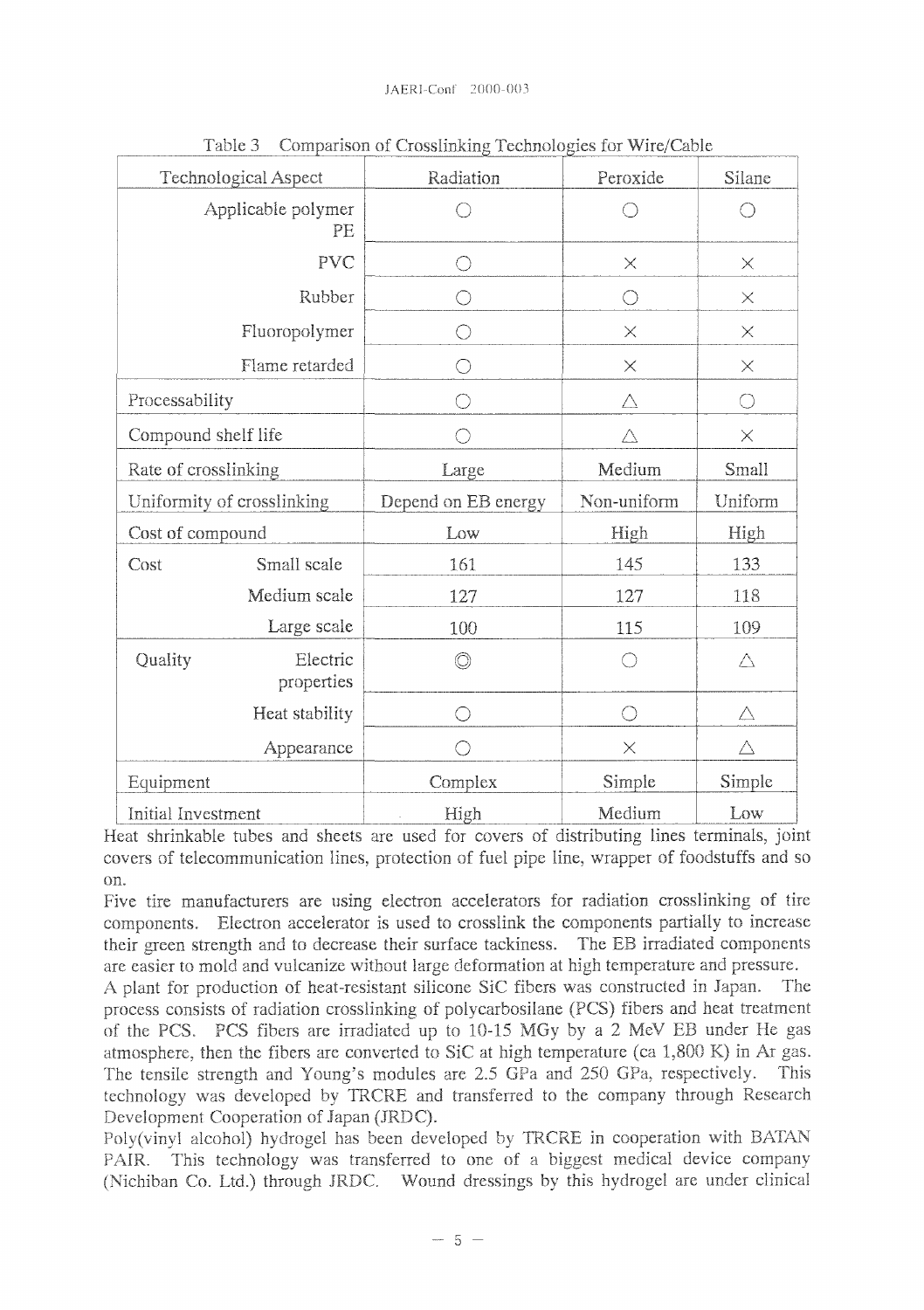Table 3 Comparison of Crosslinking Technologies for Wire/Cable

| Technological Aspect | | Radiation | Peroxide | Silane |
|---|---|---|---|---|
| | Applicable polymer PE | ○ | ○ | ○ |
| | PVC | ○ | × | × |
| | Rubber | ○ | ○ | × |
| | Fluoropolymer | ○ | × | × |
| | Flame retarded | ○ | × | × |
| Processability | | ○ | △ | ○ |
| Compound shelf life | | ○ | △ | × |
| Rate of crosslinking | | Large | Medium | Small |
| Uniformity of crosslinking | | Depend on EB energy | Non-uniform | Uniform |
| Cost of compound | | Low | High | High |
| Cost | Small scale | 161 | 145 | 133 |
| | Medium scale | 127 | 127 | 118 |
| | Large scale | 100 | 115 | 109 |
| Quality | Electric properties | ◎ | ○ | △ |
| | Heat stability | ○ | ○ | △ |
| | Appearance | ○ | × | △ |
| Equipment | | Complex | Simple | Simple |
| Initial Investment | | High | Medium | Low |

Heat shrinkable tubes and sheets are used for covers of distributing lines terminals, joint covers of telecommunication lines, protection of fuel pipe line, wrapper of foodstuffs and so on.

Five tire manufacturers are using electron accelerators for radiation crosslinking of tire components. Electron accelerator is used to crosslink the components partially to increase their green strength and to decrease their surface tackiness. The EB irradiated components are easier to mold and vulcanize without large deformation at high temperature and pressure.

A plant for production of heat-resistant silicone SiC fibers was constructed in Japan. The process consists of radiation crosslinking of polycarbosilane (PCS) fibers and heat treatment of the PCS. PCS fibers are irradiated up to 10-15 MGy by a 2 MeV EB under He gas atmosphere, then the fibers are converted to SiC at high temperature (ca 1,800 K) in Ar gas. The tensile strength and Young's modules are 2.5 GPa and 250 GPa, respectively. This technology was developed by TRCRE and transferred to the company through Research Development Cooperation of Japan (JRDC).

Poly(vinyl alcohol) hydrogel has been developed by TRCRE in cooperation with BATAN PAIR. This technology was transferred to one of a biggest medical device company (Nichiban Co. Ltd.) through JRDC. Wound dressings by this hydrogel are under clinical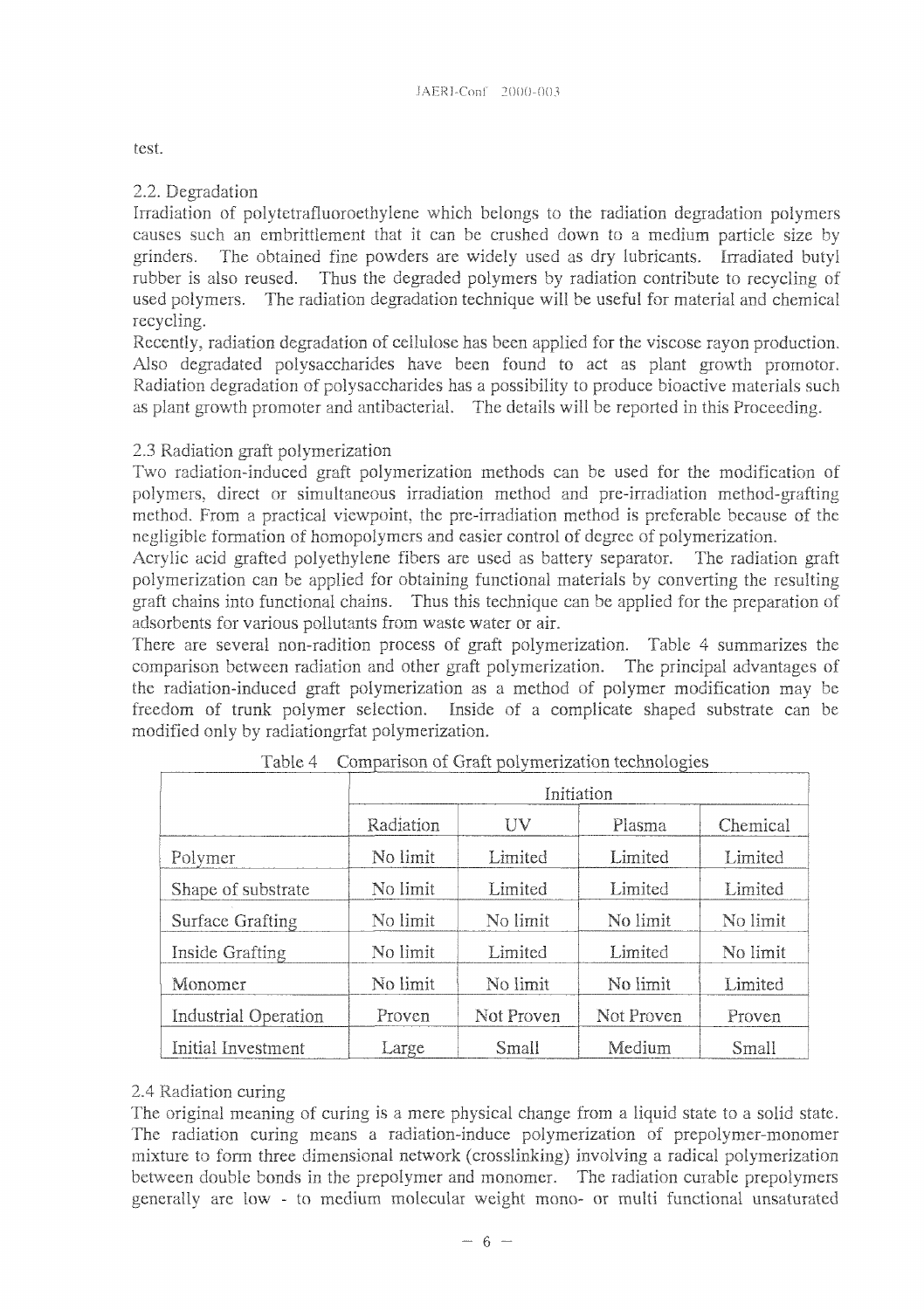test.

### 2.2. Degradation

Irradiation of polytetrafluoroethylene which belongs to the radiation degradation polymers causes such an embrittlement that it can be crushed down to a medium particle size by grinders. The obtained fine powders are widely used as dry lubricants. Irradiated butyl rubber is also reused. Thus the degraded polymers by radiation contribute to recycling of used polymers. The radiation degradation technique will be useful for material and chemical recycling.

Recently, radiation degradation of cellulose has been applied for the viscose rayon production. Also degradated polysaccharides have been found to act as plant growth promotor. Radiation degradation of polysaccharides has a possibility to produce bioactive materials such as plant growth promoter and antibacterial. The details will be reported in this Proceeding.

### 2.3 Radiation graft polymerization

Two radiation-induced graft polymerization methods can be used for the modification of polymers, direct or simultaneous irradiation method and pre-irradiation method-grafting method. From a practical viewpoint, the pre-irradiation method is preferable because of the negligible formation of homopolymers and easier control of degree of polymerization.

Acrylic acid grafted polyethylene fibers are used as battery separator. The radiation graft polymerization can be applied for obtaining functional materials by converting the resulting graft chains into functional chains. Thus this technique can be applied for the preparation of adsorbents for various pollutants from waste water or air.

There are several non-radition process of graft polymerization. Table 4 summarizes the comparison between radiation and other graft polymerization. The principal advantages of the radiation-induced graft polymerization as a method of polymer modification may be freedom of trunk polymer selection. Inside of a complicate shaped substrate can be modified only by radiationgrfat polymerization.

Table 4 Comparison of Graft polymerization technologies

| | Initiation | | | |
|---|---|---|---|---|
| | Radiation | UV | Plasma | Chemical |
| Polymer | No limit | Limited | Limited | Limited |
| Shape of substrate | No limit | Limited | Limited | Limited |
| Surface Grafting | No limit | No limit | No limit | No limit |
| Inside Grafting | No limit | Limited | Limited | No limit |
| Monomer | No limit | No limit | No limit | Limited |
| Industrial Operation | Proven | Not Proven | Not Proven | Proven |
| Initial Investment | Large | Small | Medium | Small |

### 2.4 Radiation curing

The original meaning of curing is a mere physical change from a liquid state to a solid state. The radiation curing means a radiation-induce polymerization of prepolymer-monomer mixture to form three dimensional network (crosslinking) involving a radical polymerization between double bonds in the prepolymer and monomer. The radiation curable prepolymers generally are low - to medium molecular weight mono- or multi functional unsaturated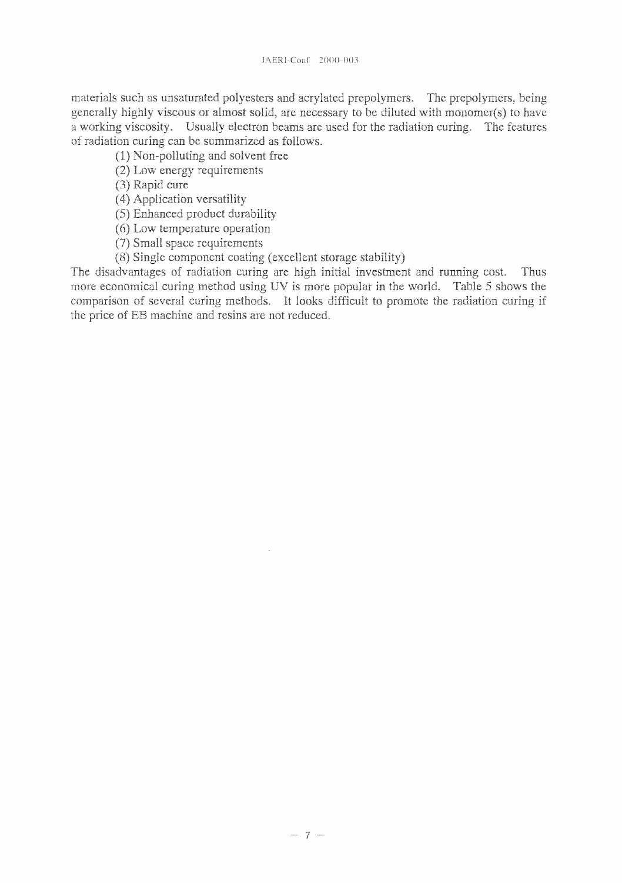materials such as unsaturated polyesters and acrylated prepolymers. The prepolymers, being generally highly viscous or almost solid, are necessary to be diluted with monomer(s) to have a working viscosity. Usually electron beams are used for the radiation curing. The features of radiation curing can be summarized as follows.

(1) Non-polluting and solvent free
(2) Low energy requirements
(3) Rapid cure
(4) Application versatility
(5) Enhanced product durability
(6) Low temperature operation
(7) Small space requirements
(8) Single component coating (excellent storage stability)

The disadvantages of radiation curing are high initial investment and running cost. Thus more economical curing method using UV is more popular in the world. Table 5 shows the comparison of several curing methods. It looks difficult to promote the radiation curing if the price of EB machine and resins are not reduced.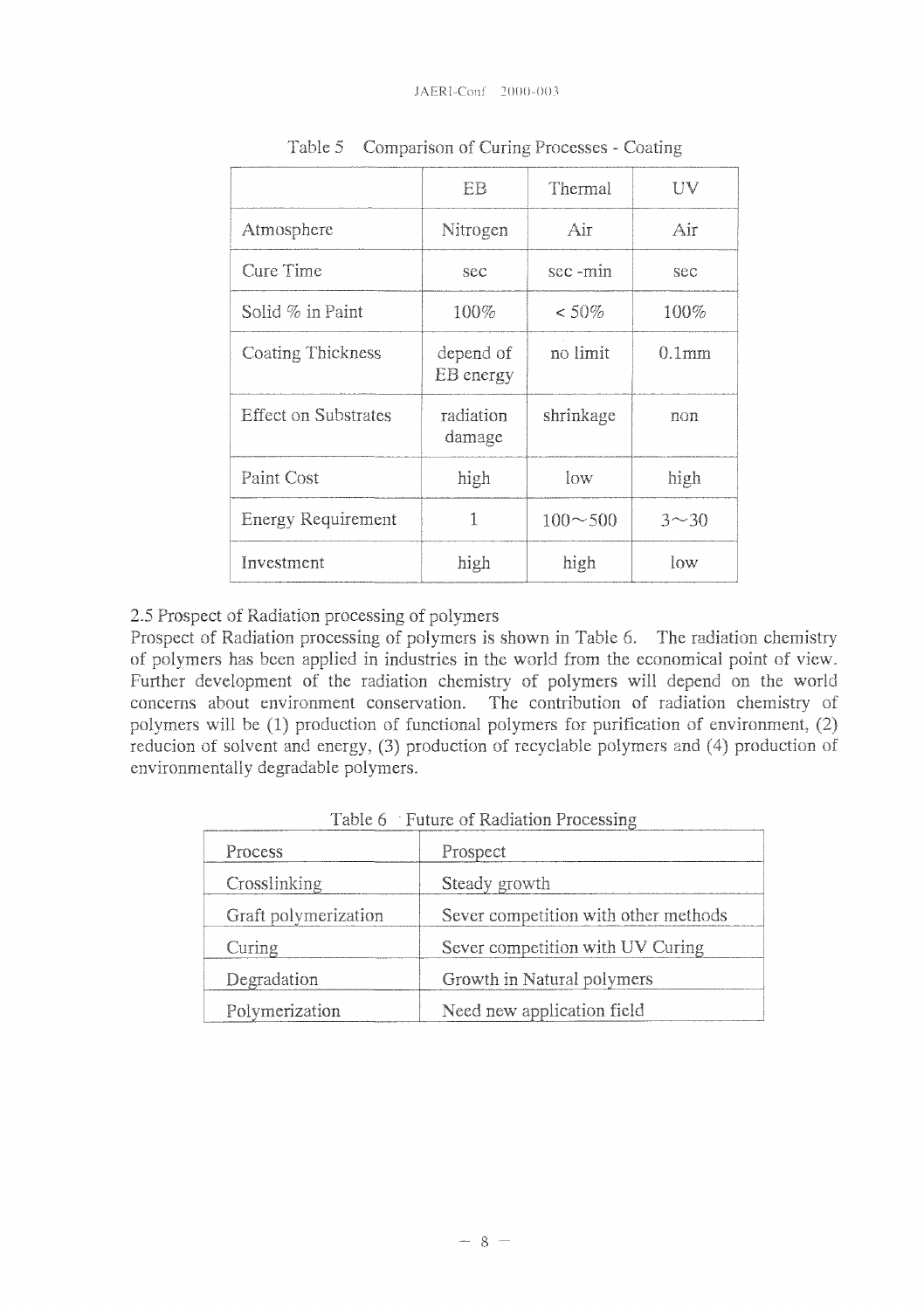Table 5 Comparison of Curing Processes - Coating

| | EB | Thermal | UV |
|---|---|---|---|
| Atmosphere | Nitrogen | Air | Air |
| Cure Time | sec | sec -min | sec |
| Solid % in Paint | 100% | < 50% | 100% |
| Coating Thickness | depend of EB energy | no limit | 0.1mm |
| Effect on Substrates | radiation damage | shrinkage | non |
| Paint Cost | high | low | high |
| Energy Requirement | 1 | 100～500 | 3～30 |
| Investment | high | high | low |

### 2.5 Prospect of Radiation processing of polymers

Prospect of Radiation processing of polymers is shown in Table 6. The radiation chemistry of polymers has been applied in industries in the world from the economical point of view. Further development of the radiation chemistry of polymers will depend on the world concerns about environment conservation. The contribution of radiation chemistry of polymers will be (1) production of functional polymers for purification of environment, (2) reducion of solvent and energy, (3) production of recyclable polymers and (4) production of environmentally degradable polymers.

Table 6 Future of Radiation Processing

| Process | Prospect |
|---|---|
| Crosslinking | Steady growth |
| Graft polymerization | Sever competition with other methods |
| Curing | Sever competition with UV Curing |
| Degradation | Growth in Natural polymers |
| Polymerization | Need new application field |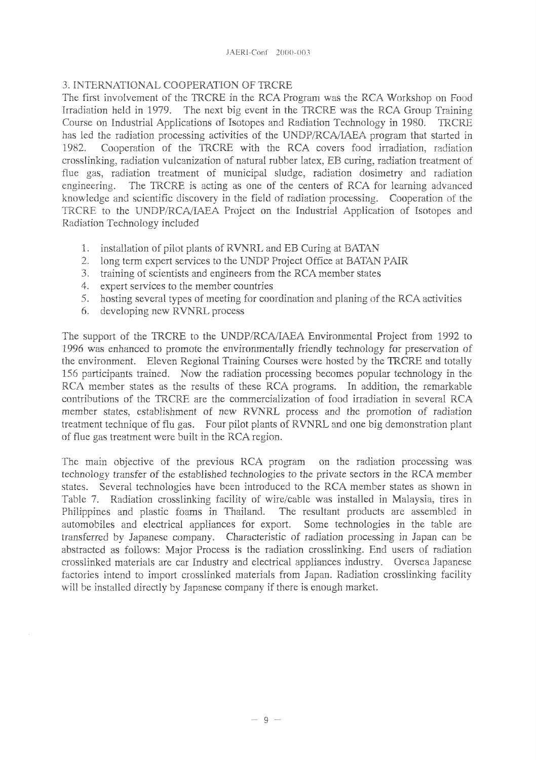## 3. INTERNATIONAL COOPERATION OF TRCRE

The first involvement of the TRCRE in the RCA Program was the RCA Workshop on Food Irradiation held in 1979. The next big event in the TRCRE was the RCA Group Training Course on Industrial Applications of Isotopes and Radiation Technology in 1980. TRCRE has led the radiation processing activities of the UNDP/RCA/IAEA program that started in 1982. Cooperation of the TRCRE with the RCA covers food irradiation, radiation crosslinking, radiation vulcanization of natural rubber latex, EB curing, radiation treatment of flue gas, radiation treatment of municipal sludge, radiation dosimetry and radiation engineering. The TRCRE is acting as one of the centers of RCA for learning advanced knowledge and scientific discovery in the field of radiation processing. Cooperation of the TRCRE to the UNDP/RCA/IAEA Project on the Industrial Application of Isotopes and Radiation Technology included

1. installation of pilot plants of RVNRL and EB Curing at BATAN
2. long term expert services to the UNDP Project Office at BATAN PAIR
3. training of scientists and engineers from the RCA member states
4. expert services to the member countries
5. hosting several types of meeting for coordination and planing of the RCA activities
6. developing new RVNRL process

The support of the TRCRE to the UNDP/RCA/IAEA Environmental Project from 1992 to 1996 was enhanced to promote the environmentally friendly technology for preservation of the environment. Eleven Regional Training Courses were hosted by the TRCRE and totally 156 participants trained. Now the radiation processing becomes popular technology in the RCA member states as the results of these RCA programs. In addition, the remarkable contributions of the TRCRE are the commercialization of food irradiation in several RCA member states, establishment of new RVNRL process and the promotion of radiation treatment technique of flu gas. Four pilot plants of RVNRL and one big demonstration plant of flue gas treatment were built in the RCA region.

The main objective of the previous RCA program on the radiation processing was technology transfer of the established technologies to the private sectors in the RCA member states. Several technologies have been introduced to the RCA member states as shown in Table 7. Radiation crosslinking facility of wire/cable was installed in Malaysia, tires in Philippines and plastic foams in Thailand. The resultant products are assembled in automobiles and electrical appliances for export. Some technologies in the table are transferred by Japanese company. Characteristic of radiation processing in Japan can be abstracted as follows: Major Process is the radiation crosslinking. End users of radiation crosslinked materials are car Industry and electrical appliances industry. Oversea Japanese factories intend to import crosslinked materials from Japan. Radiation crosslinking facility will be installed directly by Japanese company if there is enough market.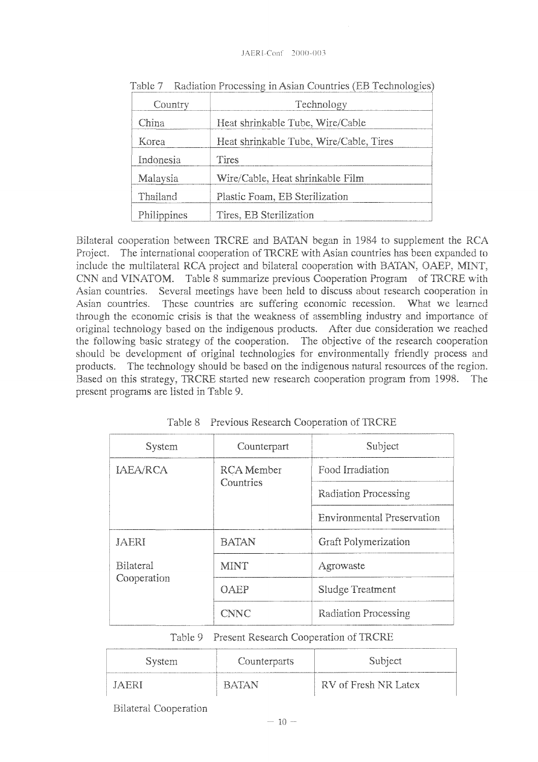Table 7 Radiation Processing in Asian Countries (EB Technologies)

| Country | Technology |
|---|---|
| China | Heat shrinkable Tube, Wire/Cable |
| Korea | Heat shrinkable Tube, Wire/Cable, Tires |
| Indonesia | Tires |
| Malaysia | Wire/Cable, Heat shrinkable Film |
| Thailand | Plastic Foam, EB Sterilization |
| Philippines | Tires, EB Sterilization |

Bilateral cooperation between TRCRE and BATAN began in 1984 to supplement the RCA Project. The international cooperation of TRCRE with Asian countries has been expanded to include the multilateral RCA project and bilateral cooperation with BATAN, OAEP, MINT, CNN and VINATOM. Table 8 summarize previous Cooperation Program of TRCRE with Asian countries. Several meetings have been held to discuss about research cooperation in Asian countries. These countries are suffering economic recession. What we learned through the economic crisis is that the weakness of assembling industry and importance of original technology based on the indigenous products. After due consideration we reached the following basic strategy of the cooperation. The objective of the research cooperation should be development of original technologies for environmentally friendly process and products. The technology should be based on the indigenous natural resources of the region. Based on this strategy, TRCRE started new research cooperation program from 1998. The present programs are listed in Table 9.

Table 8 Previous Research Cooperation of TRCRE

| System | Counterpart | Subject |
|---|---|---|
| IAEA/RCA | RCA Member Countries | Food Irradiation |
| | | Radiation Processing |
| | | Environmental Preservation |
| JAERI Bilateral Cooperation | BATAN | Graft Polymerization |
| | MINT | Agrowaste |
| | OAEP | Sludge Treatment |
| | CNNC | Radiation Processing |

Table 9 Present Research Cooperation of TRCRE

| System | Counterparts | Subject |
|---|---|---|
| JAERI Bilateral Cooperation | BATAN | RV of Fresh NR Latex |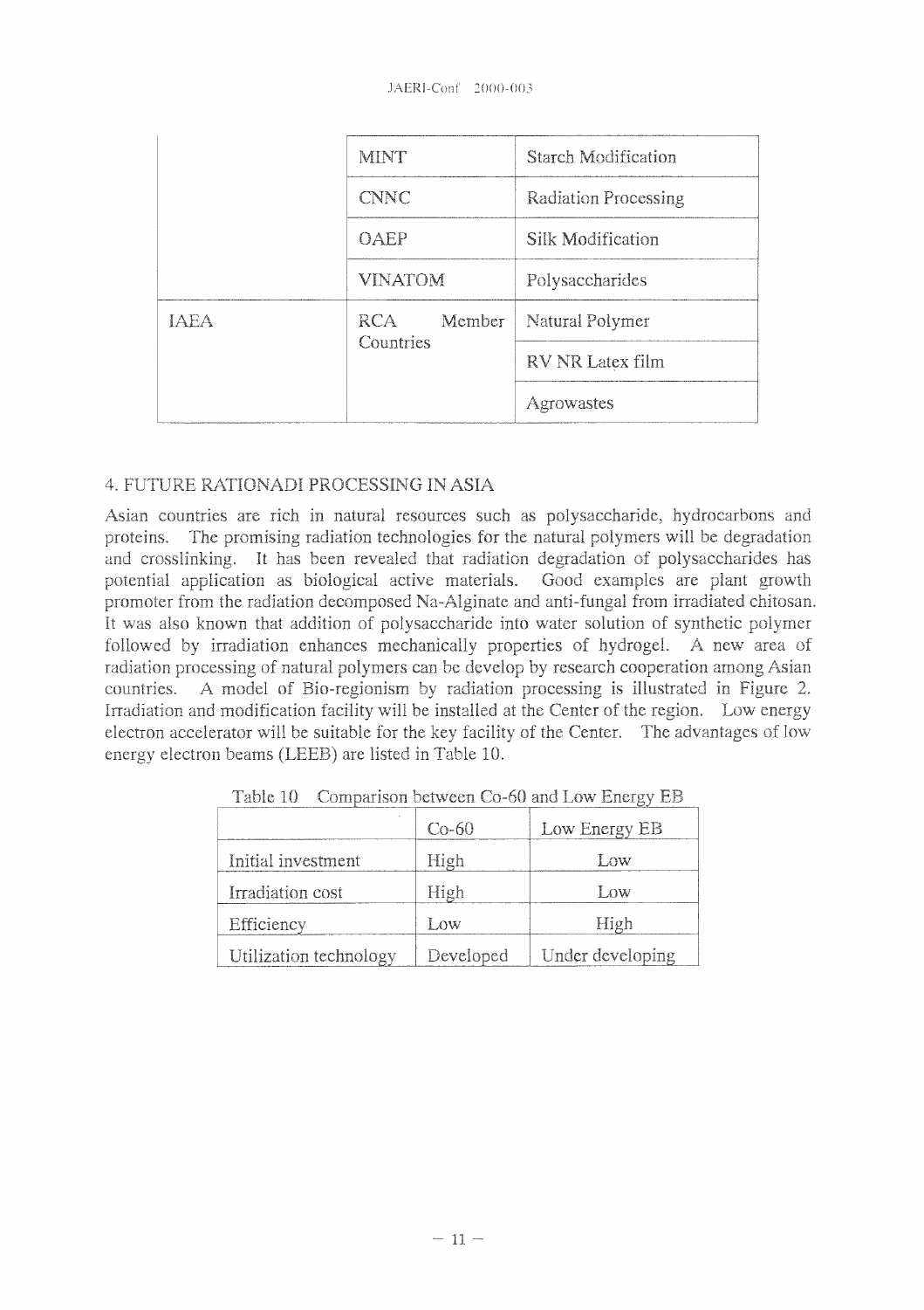| | MINT | Starch Modification |
|---|---|---|
| | CNNC | Radiation Processing |
| | OAEP | Silk Modification |
| | VINATOM | Polysaccharides |
| IAEA | RCA Member Countries | Natural Polymer |
| | | RV NR Latex film |
| | | Agrowastes |

## 4. FUTURE RATIONADI PROCESSING IN ASIA

Asian countries are rich in natural resources such as polysaccharide, hydrocarbons and proteins. The promising radiation technologies for the natural polymers will be degradation and crosslinking. It has been revealed that radiation degradation of polysaccharides has potential application as biological active materials. Good examples are plant growth promoter from the radiation decomposed Na-Alginate and anti-fungal from irradiated chitosan. It was also known that addition of polysaccharide into water solution of synthetic polymer followed by irradiation enhances mechanically properties of hydrogel. A new area of radiation processing of natural polymers can be develop by research cooperation among Asian countries. A model of Bio-regionism by radiation processing is illustrated in Figure 2. Irradiation and modification facility will be installed at the Center of the region. Low energy electron accelerator will be suitable for the key facility of the Center. The advantages of low energy electron beams (LEEB) are listed in Table 10.

Table 10 Comparison between Co-60 and Low Energy EB

| | Co-60 | Low Energy EB |
|---|---|---|
| Initial investment | High | Low |
| Irradiation cost | High | Low |
| Efficiency | Low | High |
| Utilization technology | Developed | Under developing |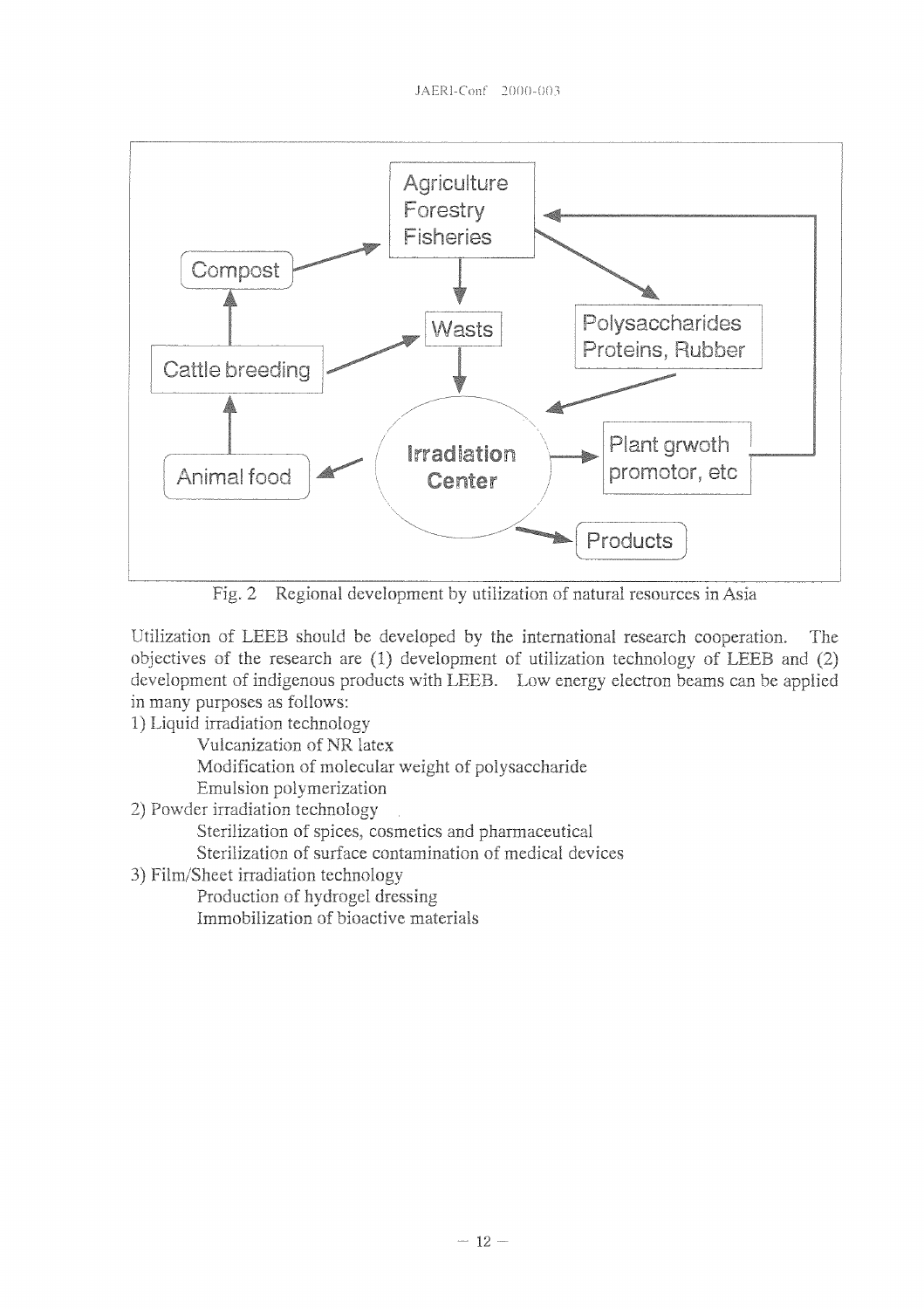Agriculture
Forestry
Fisheries

Compost

Wasts

Polysaccharides
Proteins, Rubber

Cattle breeding

Irradiation
Center

Plant grwoth
promotor, etc

Animal food

Products

Fig. 2 Regional development by utilization of natural resources in Asia

Utilization of LEEB should be developed by the international research cooperation. The objectives of the research are (1) development of utilization technology of LEEB and (2) development of indigenous products with LEEB. Low energy electron beams can be applied in many purposes as follows:

1) Liquid irradiation technology
   - Vulcanization of NR latex
   - Modification of molecular weight of polysaccharide
   - Emulsion polymerization
2) Powder irradiation technology
   - Sterilization of spices, cosmetics and pharmaceutical
   - Sterilization of surface contamination of medical devices
3) Film/Sheet irradiation technology
   - Production of hydrogel dressing
   - Immobilization of bioactive materials